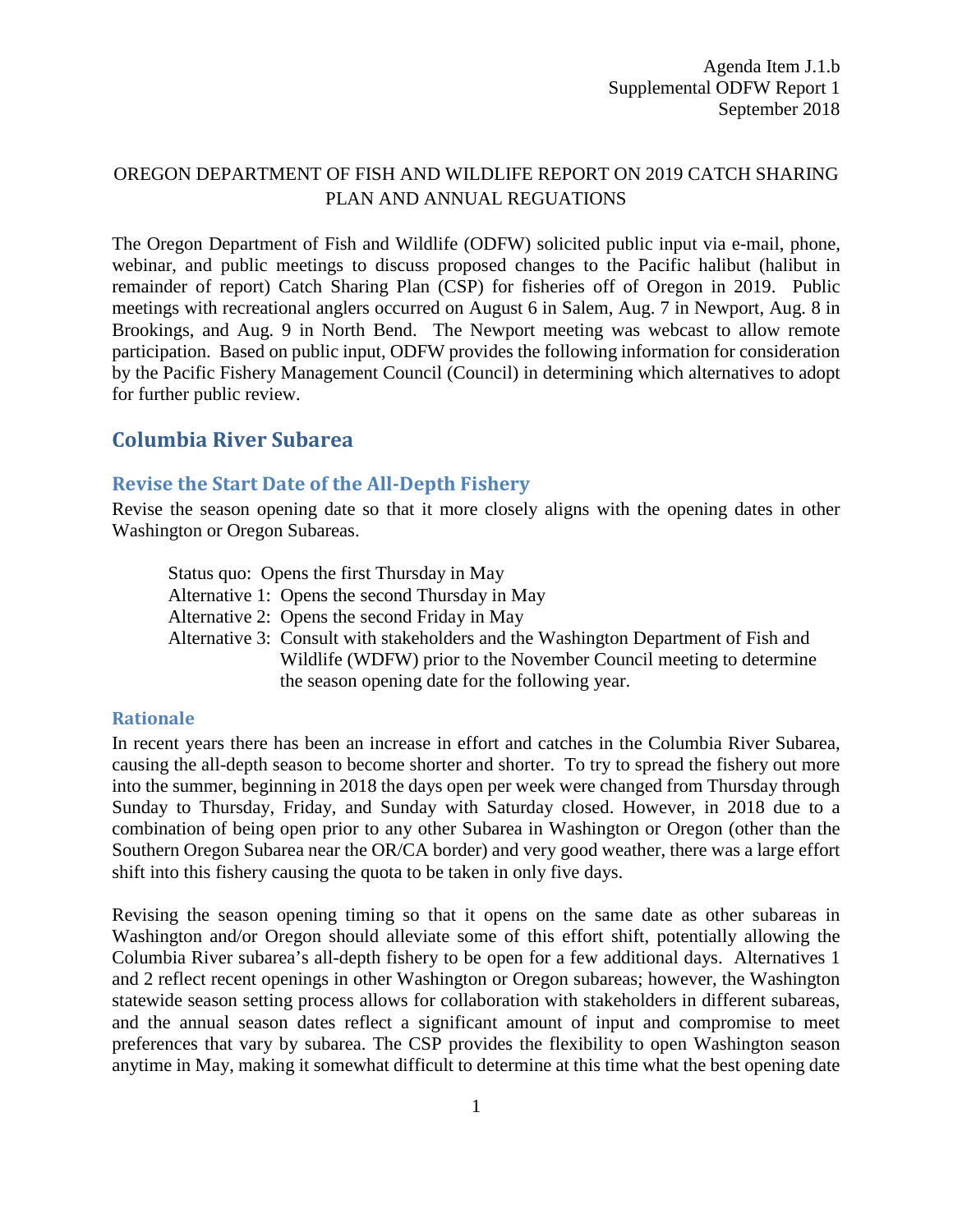Agenda Item J.1.b
Supplemental ODFW Report 1
September 2018

OREGON DEPARTMENT OF FISH AND WILDLIFE REPORT ON 2019 CATCH SHARING PLAN AND ANNUAL REGUATIONS

The Oregon Department of Fish and Wildlife (ODFW) solicited public input via e-mail, phone, webinar, and public meetings to discuss proposed changes to the Pacific halibut (halibut in remainder of report) Catch Sharing Plan (CSP) for fisheries off of Oregon in 2019. Public meetings with recreational anglers occurred on August 6 in Salem, Aug. 7 in Newport, Aug. 8 in Brookings, and Aug. 9 in North Bend. The Newport meeting was webcast to allow remote participation. Based on public input, ODFW provides the following information for consideration by the Pacific Fishery Management Council (Council) in determining which alternatives to adopt for further public review.

## Columbia River Subarea

### Revise the Start Date of the All-Depth Fishery

Revise the season opening date so that it more closely aligns with the opening dates in other Washington or Oregon Subareas.

Status quo: Opens the first Thursday in May
Alternative 1: Opens the second Thursday in May
Alternative 2: Opens the second Friday in May
Alternative 3: Consult with stakeholders and the Washington Department of Fish and Wildlife (WDFW) prior to the November Council meeting to determine the season opening date for the following year.

#### Rationale

In recent years there has been an increase in effort and catches in the Columbia River Subarea, causing the all-depth season to become shorter and shorter. To try to spread the fishery out more into the summer, beginning in 2018 the days open per week were changed from Thursday through Sunday to Thursday, Friday, and Sunday with Saturday closed. However, in 2018 due to a combination of being open prior to any other Subarea in Washington or Oregon (other than the Southern Oregon Subarea near the OR/CA border) and very good weather, there was a large effort shift into this fishery causing the quota to be taken in only five days.

Revising the season opening timing so that it opens on the same date as other subareas in Washington and/or Oregon should alleviate some of this effort shift, potentially allowing the Columbia River subarea's all-depth fishery to be open for a few additional days. Alternatives 1 and 2 reflect recent openings in other Washington or Oregon subareas; however, the Washington statewide season setting process allows for collaboration with stakeholders in different subareas, and the annual season dates reflect a significant amount of input and compromise to meet preferences that vary by subarea. The CSP provides the flexibility to open Washington season anytime in May, making it somewhat difficult to determine at this time what the best opening date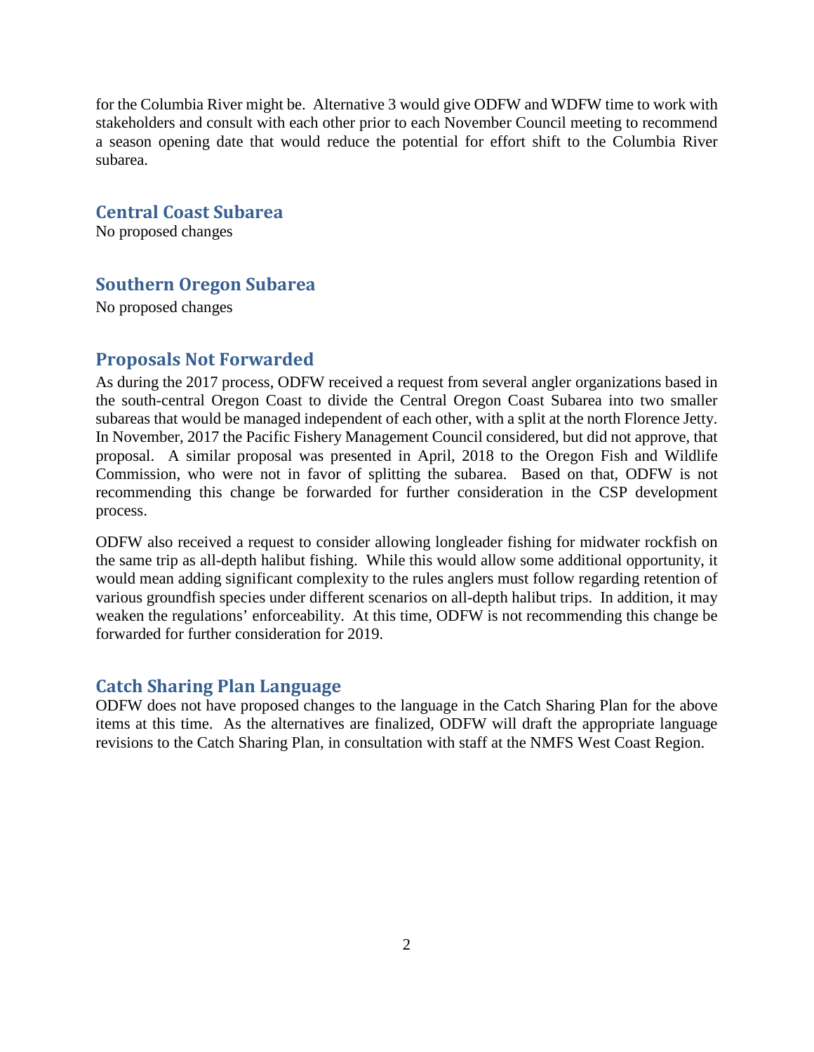for the Columbia River might be. Alternative 3 would give ODFW and WDFW time to work with stakeholders and consult with each other prior to each November Council meeting to recommend a season opening date that would reduce the potential for effort shift to the Columbia River subarea.

## Central Coast Subarea

No proposed changes

## Southern Oregon Subarea

No proposed changes

## Proposals Not Forwarded

As during the 2017 process, ODFW received a request from several angler organizations based in the south-central Oregon Coast to divide the Central Oregon Coast Subarea into two smaller subareas that would be managed independent of each other, with a split at the north Florence Jetty. In November, 2017 the Pacific Fishery Management Council considered, but did not approve, that proposal. A similar proposal was presented in April, 2018 to the Oregon Fish and Wildlife Commission, who were not in favor of splitting the subarea. Based on that, ODFW is not recommending this change be forwarded for further consideration in the CSP development process.

ODFW also received a request to consider allowing longleader fishing for midwater rockfish on the same trip as all-depth halibut fishing. While this would allow some additional opportunity, it would mean adding significant complexity to the rules anglers must follow regarding retention of various groundfish species under different scenarios on all-depth halibut trips. In addition, it may weaken the regulations' enforceability. At this time, ODFW is not recommending this change be forwarded for further consideration for 2019.

## Catch Sharing Plan Language

ODFW does not have proposed changes to the language in the Catch Sharing Plan for the above items at this time. As the alternatives are finalized, ODFW will draft the appropriate language revisions to the Catch Sharing Plan, in consultation with staff at the NMFS West Coast Region.